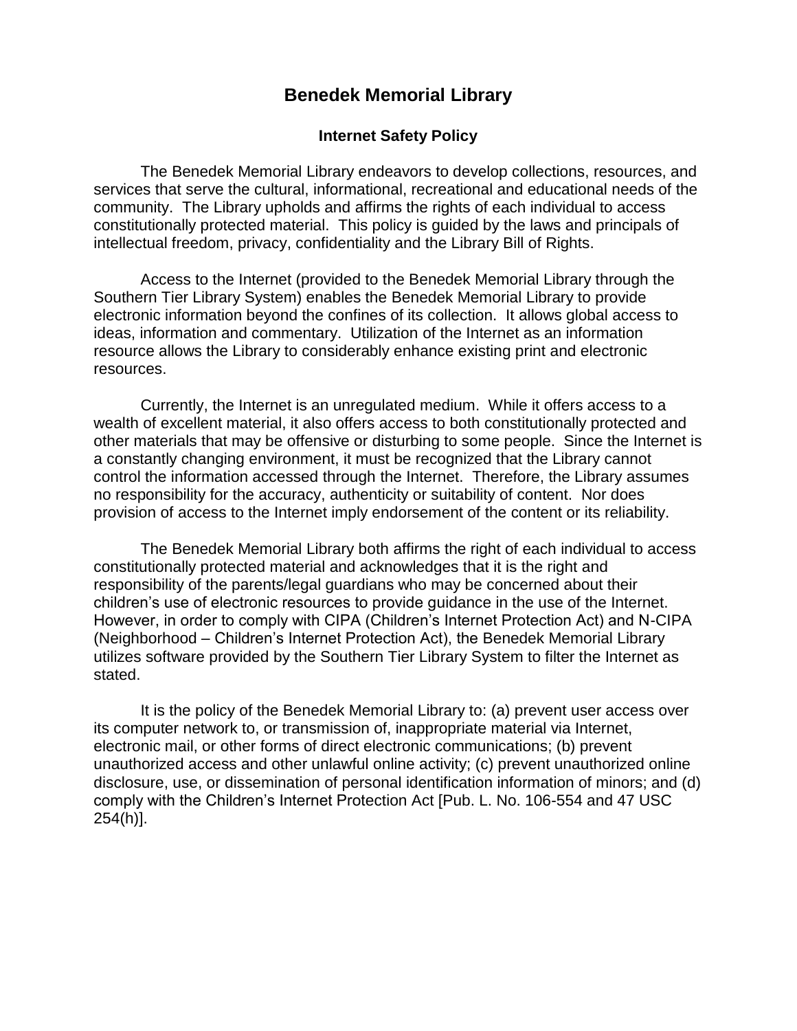# Benedek Memorial Library

## Internet Safety Policy

The Benedek Memorial Library endeavors to develop collections, resources, and services that serve the cultural, informational, recreational and educational needs of the community. The Library upholds and affirms the rights of each individual to access constitutionally protected material. This policy is guided by the laws and principals of intellectual freedom, privacy, confidentiality and the Library Bill of Rights.

Access to the Internet (provided to the Benedek Memorial Library through the Southern Tier Library System) enables the Benedek Memorial Library to provide electronic information beyond the confines of its collection. It allows global access to ideas, information and commentary. Utilization of the Internet as an information resource allows the Library to considerably enhance existing print and electronic resources.

Currently, the Internet is an unregulated medium. While it offers access to a wealth of excellent material, it also offers access to both constitutionally protected and other materials that may be offensive or disturbing to some people. Since the Internet is a constantly changing environment, it must be recognized that the Library cannot control the information accessed through the Internet. Therefore, the Library assumes no responsibility for the accuracy, authenticity or suitability of content. Nor does provision of access to the Internet imply endorsement of the content or its reliability.

The Benedek Memorial Library both affirms the right of each individual to access constitutionally protected material and acknowledges that it is the right and responsibility of the parents/legal guardians who may be concerned about their children's use of electronic resources to provide guidance in the use of the Internet. However, in order to comply with CIPA (Children's Internet Protection Act) and N-CIPA (Neighborhood – Children's Internet Protection Act), the Benedek Memorial Library utilizes software provided by the Southern Tier Library System to filter the Internet as stated.

It is the policy of the Benedek Memorial Library to: (a) prevent user access over its computer network to, or transmission of, inappropriate material via Internet, electronic mail, or other forms of direct electronic communications; (b) prevent unauthorized access and other unlawful online activity; (c) prevent unauthorized online disclosure, use, or dissemination of personal identification information of minors; and (d) comply with the Children's Internet Protection Act [Pub. L. No. 106-554 and 47 USC 254(h)].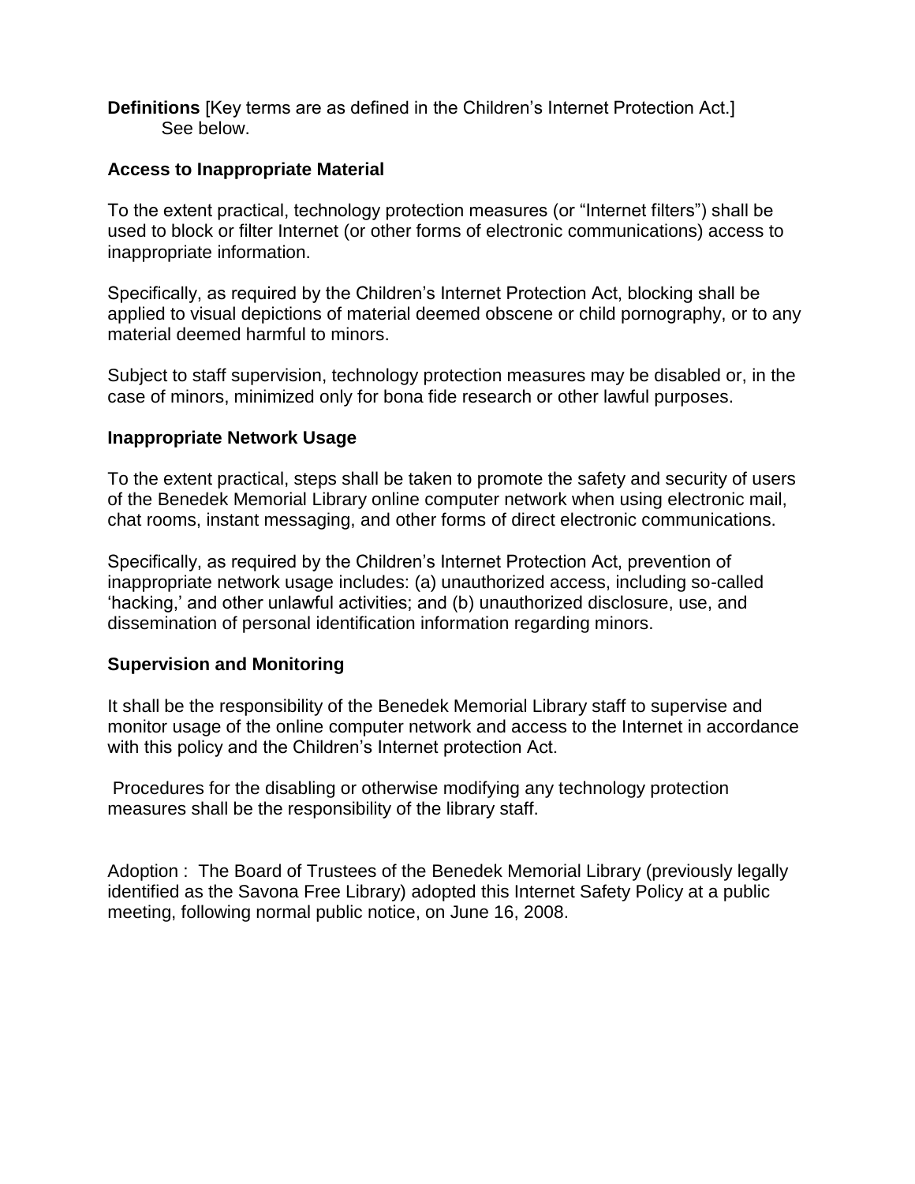**Definitions** [Key terms are as defined in the Children's Internet Protection Act.]
See below.

**Access to Inappropriate Material**

To the extent practical, technology protection measures (or "Internet filters") shall be used to block or filter Internet (or other forms of electronic communications) access to inappropriate information.

Specifically, as required by the Children's Internet Protection Act, blocking shall be applied to visual depictions of material deemed obscene or child pornography, or to any material deemed harmful to minors.

Subject to staff supervision, technology protection measures may be disabled or, in the case of minors, minimized only for bona fide research or other lawful purposes.

**Inappropriate Network Usage**

To the extent practical, steps shall be taken to promote the safety and security of users of the Benedek Memorial Library online computer network when using electronic mail, chat rooms, instant messaging, and other forms of direct electronic communications.

Specifically, as required by the Children's Internet Protection Act, prevention of inappropriate network usage includes: (a) unauthorized access, including so-called 'hacking,' and other unlawful activities; and (b) unauthorized disclosure, use, and dissemination of personal identification information regarding minors.

**Supervision and Monitoring**

It shall be the responsibility of the Benedek Memorial Library staff to supervise and monitor usage of the online computer network and access to the Internet in accordance with this policy and the Children's Internet protection Act.

Procedures for the disabling or otherwise modifying any technology protection measures shall be the responsibility of the library staff.

Adoption : The Board of Trustees of the Benedek Memorial Library (previously legally identified as the Savona Free Library) adopted this Internet Safety Policy at a public meeting, following normal public notice, on June 16, 2008.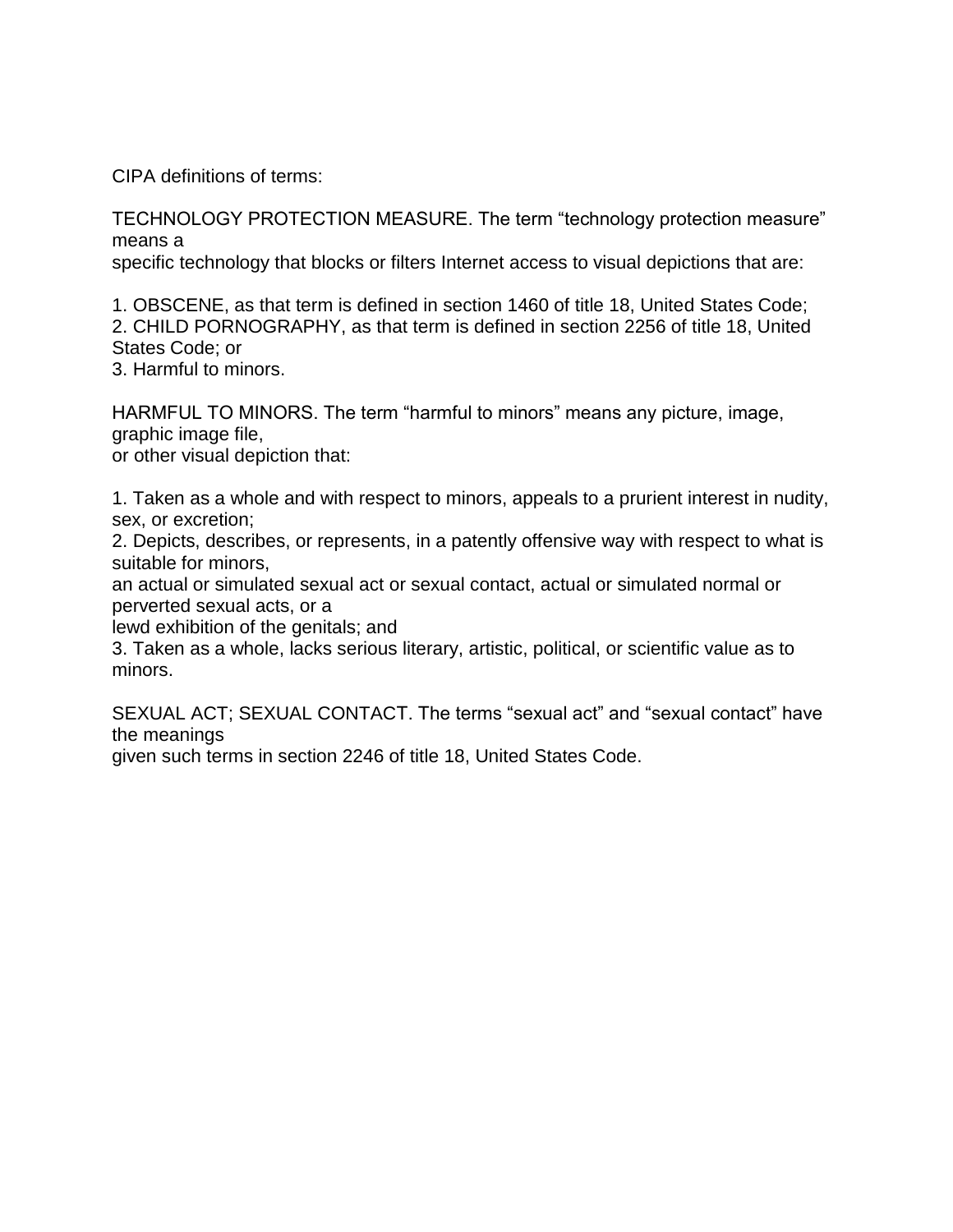CIPA definitions of terms:

TECHNOLOGY PROTECTION MEASURE. The term “technology protection measure” means a specific technology that blocks or filters Internet access to visual depictions that are:

1. OBSCENE, as that term is defined in section 1460 of title 18, United States Code;
2. CHILD PORNOGRAPHY, as that term is defined in section 2256 of title 18, United States Code; or
3. Harmful to minors.

HARMFUL TO MINORS. The term “harmful to minors” means any picture, image, graphic image file, or other visual depiction that:

1. Taken as a whole and with respect to minors, appeals to a prurient interest in nudity, sex, or excretion;
2. Depicts, describes, or represents, in a patently offensive way with respect to what is suitable for minors, an actual or simulated sexual act or sexual contact, actual or simulated normal or perverted sexual acts, or a lewd exhibition of the genitals; and
3. Taken as a whole, lacks serious literary, artistic, political, or scientific value as to minors.

SEXUAL ACT; SEXUAL CONTACT. The terms “sexual act” and “sexual contact” have the meanings given such terms in section 2246 of title 18, United States Code.